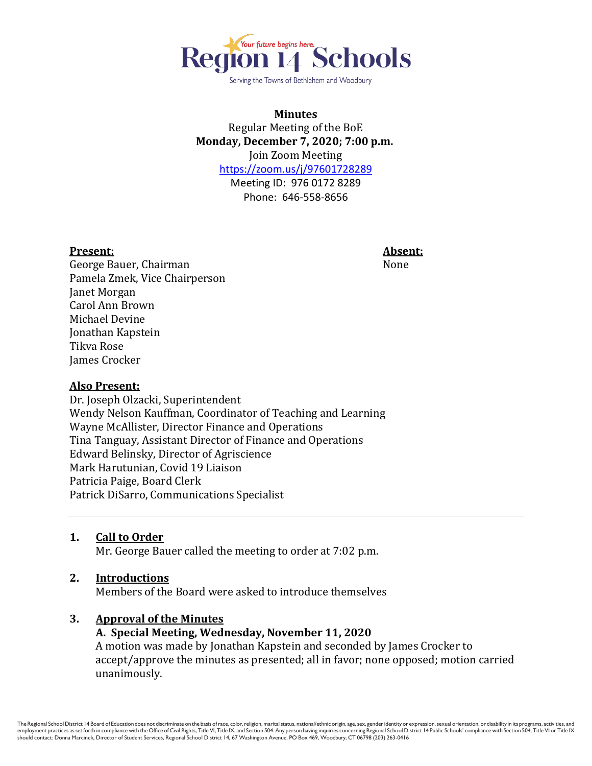Region 14 Schools

Your future begins here.

Serving the Towns of Bethlehem and Woodbury

**Minutes**

Regular Meeting of the BoE

**Monday, December 7, 2020; 7:00 p.m.**

Join Zoom Meeting

https://zoom.us/j/97601728289

Meeting ID: 976 0172 8289

Phone: 646-558-8656

**Present:**

George Bauer, Chairman
Pamela Zmek, Vice Chairperson
Janet Morgan
Carol Ann Brown
Michael Devine
Jonathan Kapstein
Tikva Rose
James Crocker

**Absent:**

None

**Also Present:**

Dr. Joseph Olzacki, Superintendent
Wendy Nelson Kauffman, Coordinator of Teaching and Learning
Wayne McAllister, Director Finance and Operations
Tina Tanguay, Assistant Director of Finance and Operations
Edward Belinsky, Director of Agriscience
Mark Harutunian, Covid 19 Liaison
Patricia Paige, Board Clerk
Patrick DiSarro, Communications Specialist

---

## 1. Call to Order

Mr. George Bauer called the meeting to order at 7:02 p.m.

## 2. Introductions

Members of the Board were asked to introduce themselves

## 3. Approval of the Minutes

### A. Special Meeting, Wednesday, November 11, 2020

A motion was made by Jonathan Kapstein and seconded by James Crocker to accept/approve the minutes as presented; all in favor; none opposed; motion carried unanimously.

The Regional School District 14 Board of Education does not discriminate on the basis of race, color, religion, marital status, national/ethnic origin, age, sex, gender identity or expression, sexual orientation, or disability in its programs, activities, and employment practices as set forth in compliance with the Office of Civil Rights, Title VI, Title IX, and Section 504. Any person having inquiries concerning Regional School District 14 Public Schools' compliance with Section 504, Title VI or Title IX should contact: Donna Marcinek, Director of Student Services, Regional School District 14, 67 Washington Avenue, PO Box 469, Woodbury, CT 06798 (203) 263-0416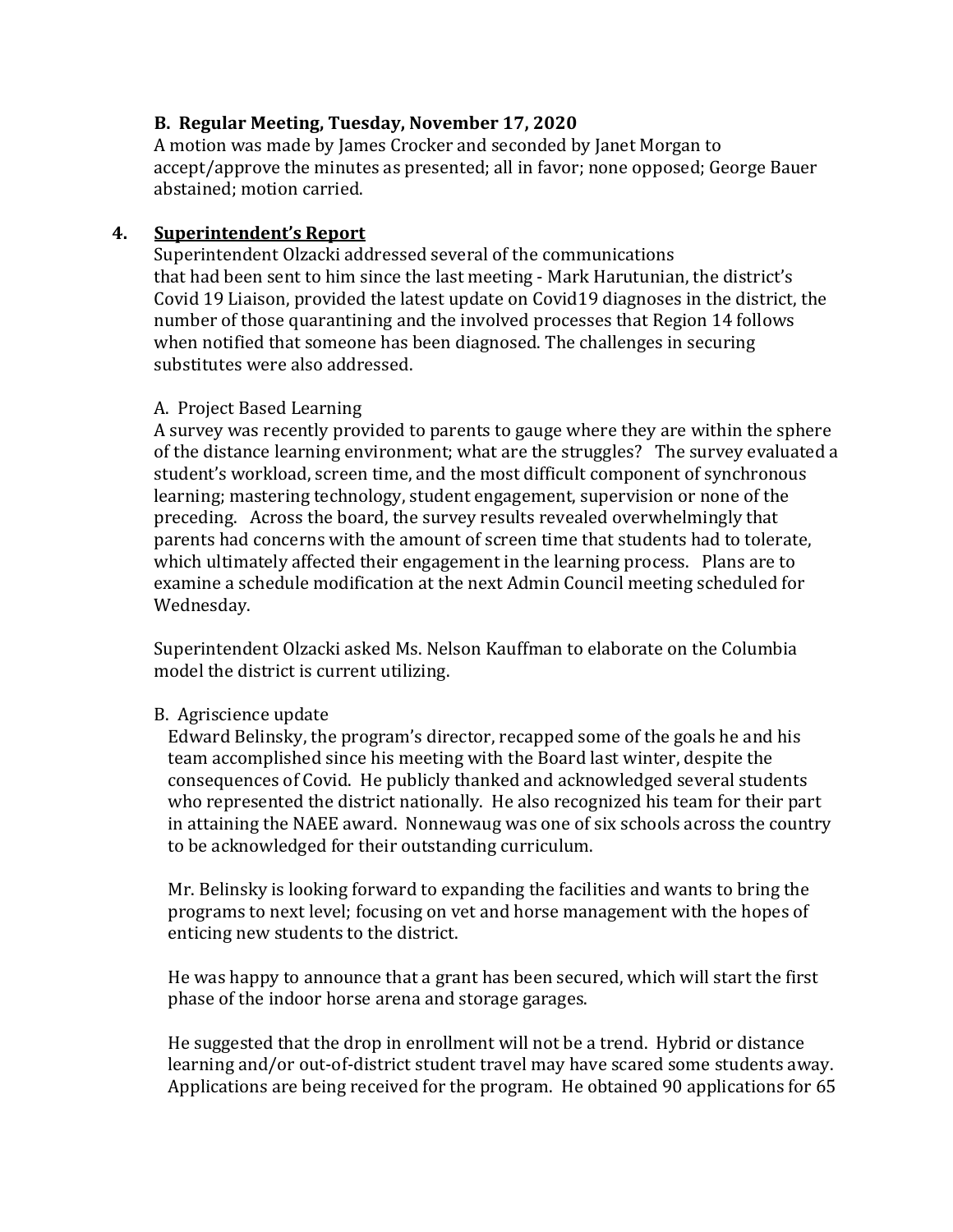**B. Regular Meeting, Tuesday, November 17, 2020**

A motion was made by James Crocker and seconded by Janet Morgan to accept/approve the minutes as presented; all in favor; none opposed; George Bauer abstained; motion carried.

**4. Superintendent's Report**

Superintendent Olzacki addressed several of the communications that had been sent to him since the last meeting - Mark Harutunian, the district's Covid 19 Liaison, provided the latest update on Covid19 diagnoses in the district, the number of those quarantining and the involved processes that Region 14 follows when notified that someone has been diagnosed. The challenges in securing substitutes were also addressed.

A. Project Based Learning

A survey was recently provided to parents to gauge where they are within the sphere of the distance learning environment; what are the struggles? The survey evaluated a student's workload, screen time, and the most difficult component of synchronous learning; mastering technology, student engagement, supervision or none of the preceding. Across the board, the survey results revealed overwhelmingly that parents had concerns with the amount of screen time that students had to tolerate, which ultimately affected their engagement in the learning process. Plans are to examine a schedule modification at the next Admin Council meeting scheduled for Wednesday.

Superintendent Olzacki asked Ms. Nelson Kauffman to elaborate on the Columbia model the district is current utilizing.

B. Agriscience update

Edward Belinsky, the program's director, recapped some of the goals he and his team accomplished since his meeting with the Board last winter, despite the consequences of Covid. He publicly thanked and acknowledged several students who represented the district nationally. He also recognized his team for their part in attaining the NAEE award. Nonnewaug was one of six schools across the country to be acknowledged for their outstanding curriculum.

Mr. Belinsky is looking forward to expanding the facilities and wants to bring the programs to next level; focusing on vet and horse management with the hopes of enticing new students to the district.

He was happy to announce that a grant has been secured, which will start the first phase of the indoor horse arena and storage garages.

He suggested that the drop in enrollment will not be a trend. Hybrid or distance learning and/or out-of-district student travel may have scared some students away. Applications are being received for the program. He obtained 90 applications for 65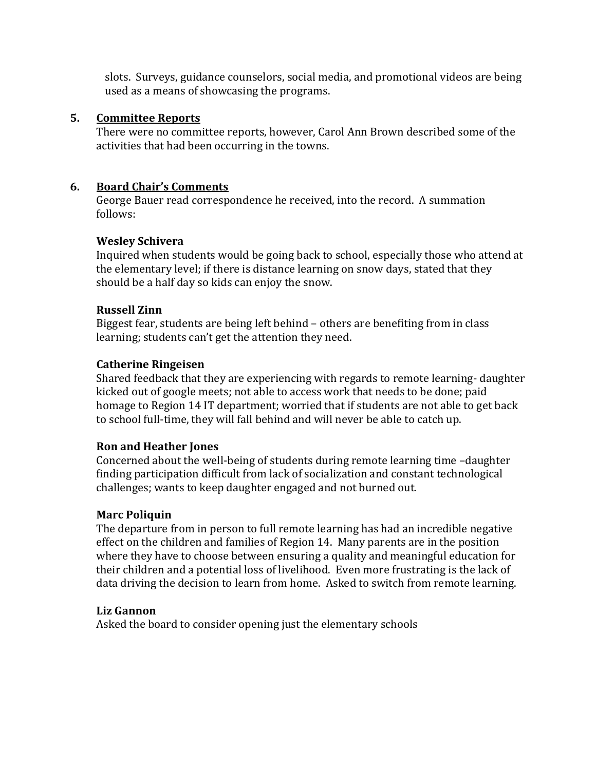slots. Surveys, guidance counselors, social media, and promotional videos are being used as a means of showcasing the programs.

5. **Committee Reports**

There were no committee reports, however, Carol Ann Brown described some of the activities that had been occurring in the towns.

6. **Board Chair's Comments**

George Bauer read correspondence he received, into the record. A summation follows:

**Wesley Schivera**
Inquired when students would be going back to school, especially those who attend at the elementary level; if there is distance learning on snow days, stated that they should be a half day so kids can enjoy the snow.

**Russell Zinn**
Biggest fear, students are being left behind – others are benefiting from in class learning; students can't get the attention they need.

**Catherine Ringeisen**
Shared feedback that they are experiencing with regards to remote learning- daughter kicked out of google meets; not able to access work that needs to be done; paid homage to Region 14 IT department; worried that if students are not able to get back to school full-time, they will fall behind and will never be able to catch up.

**Ron and Heather Jones**
Concerned about the well-being of students during remote learning time –daughter finding participation difficult from lack of socialization and constant technological challenges; wants to keep daughter engaged and not burned out.

**Marc Poliquin**
The departure from in person to full remote learning has had an incredible negative effect on the children and families of Region 14. Many parents are in the position where they have to choose between ensuring a quality and meaningful education for their children and a potential loss of livelihood. Even more frustrating is the lack of data driving the decision to learn from home. Asked to switch from remote learning.

**Liz Gannon**
Asked the board to consider opening just the elementary schools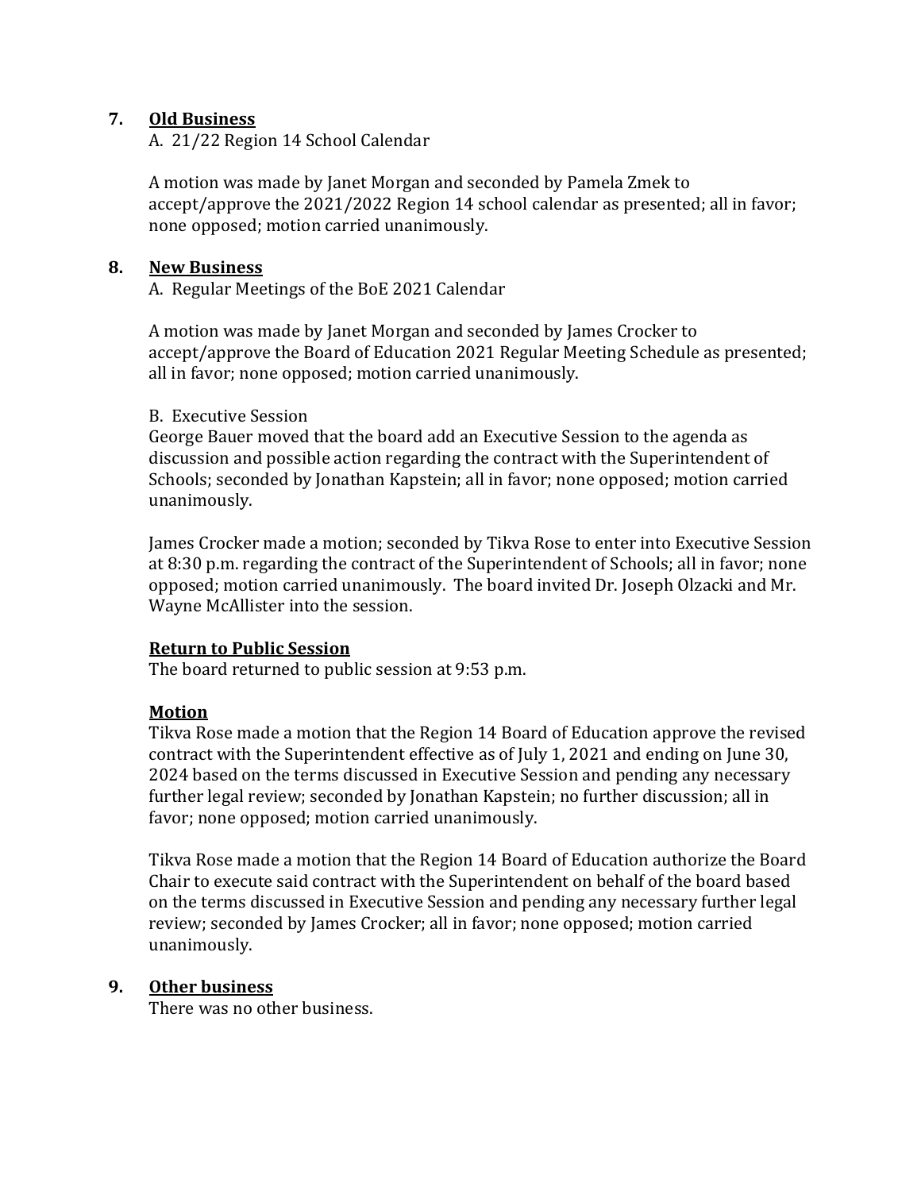## 7. Old Business

A. 21/22 Region 14 School Calendar

A motion was made by Janet Morgan and seconded by Pamela Zmek to accept/approve the 2021/2022 Region 14 school calendar as presented; all in favor; none opposed; motion carried unanimously.

## 8. New Business

A. Regular Meetings of the BoE 2021 Calendar

A motion was made by Janet Morgan and seconded by James Crocker to accept/approve the Board of Education 2021 Regular Meeting Schedule as presented; all in favor; none opposed; motion carried unanimously.

B. Executive Session

George Bauer moved that the board add an Executive Session to the agenda as discussion and possible action regarding the contract with the Superintendent of Schools; seconded by Jonathan Kapstein; all in favor; none opposed; motion carried unanimously.

James Crocker made a motion; seconded by Tikva Rose to enter into Executive Session at 8:30 p.m. regarding the contract of the Superintendent of Schools; all in favor; none opposed; motion carried unanimously. The board invited Dr. Joseph Olzacki and Mr. Wayne McAllister into the session.

**Return to Public Session**

The board returned to public session at 9:53 p.m.

**Motion**

Tikva Rose made a motion that the Region 14 Board of Education approve the revised contract with the Superintendent effective as of July 1, 2021 and ending on June 30, 2024 based on the terms discussed in Executive Session and pending any necessary further legal review; seconded by Jonathan Kapstein; no further discussion; all in favor; none opposed; motion carried unanimously.

Tikva Rose made a motion that the Region 14 Board of Education authorize the Board Chair to execute said contract with the Superintendent on behalf of the board based on the terms discussed in Executive Session and pending any necessary further legal review; seconded by James Crocker; all in favor; none opposed; motion carried unanimously.

## 9. Other business

There was no other business.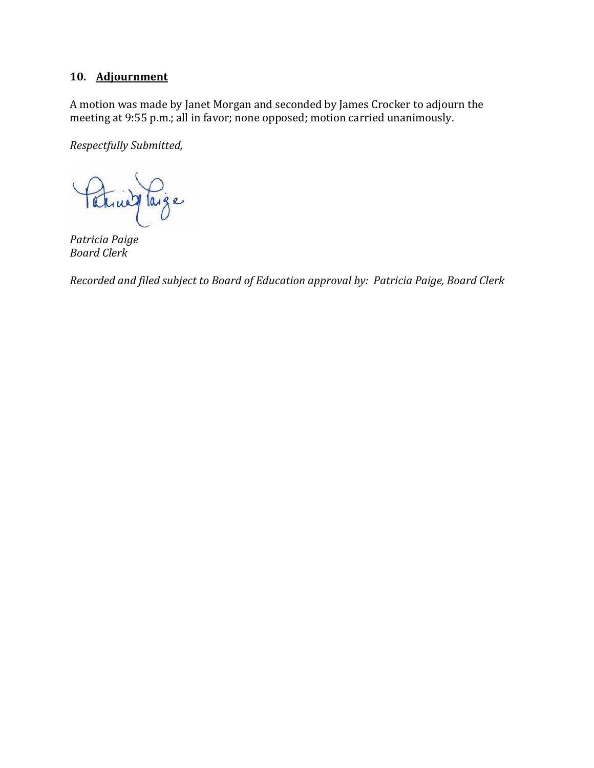## 10. Adjournment

A motion was made by Janet Morgan and seconded by James Crocker to adjourn the meeting at 9:55 p.m.; all in favor; none opposed; motion carried unanimously.

*Respectfully Submitted,*

*Patricia Paige*
*Board Clerk*

*Recorded and filed subject to Board of Education approval by: Patricia Paige, Board Clerk*